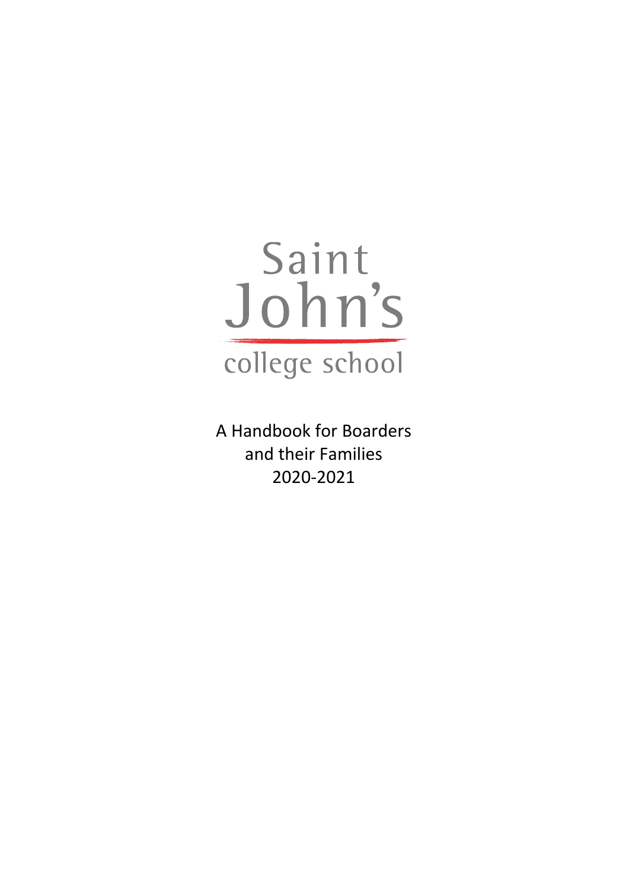Saint John's

college school

# A Handbook for Boarders and their Families 2020-2021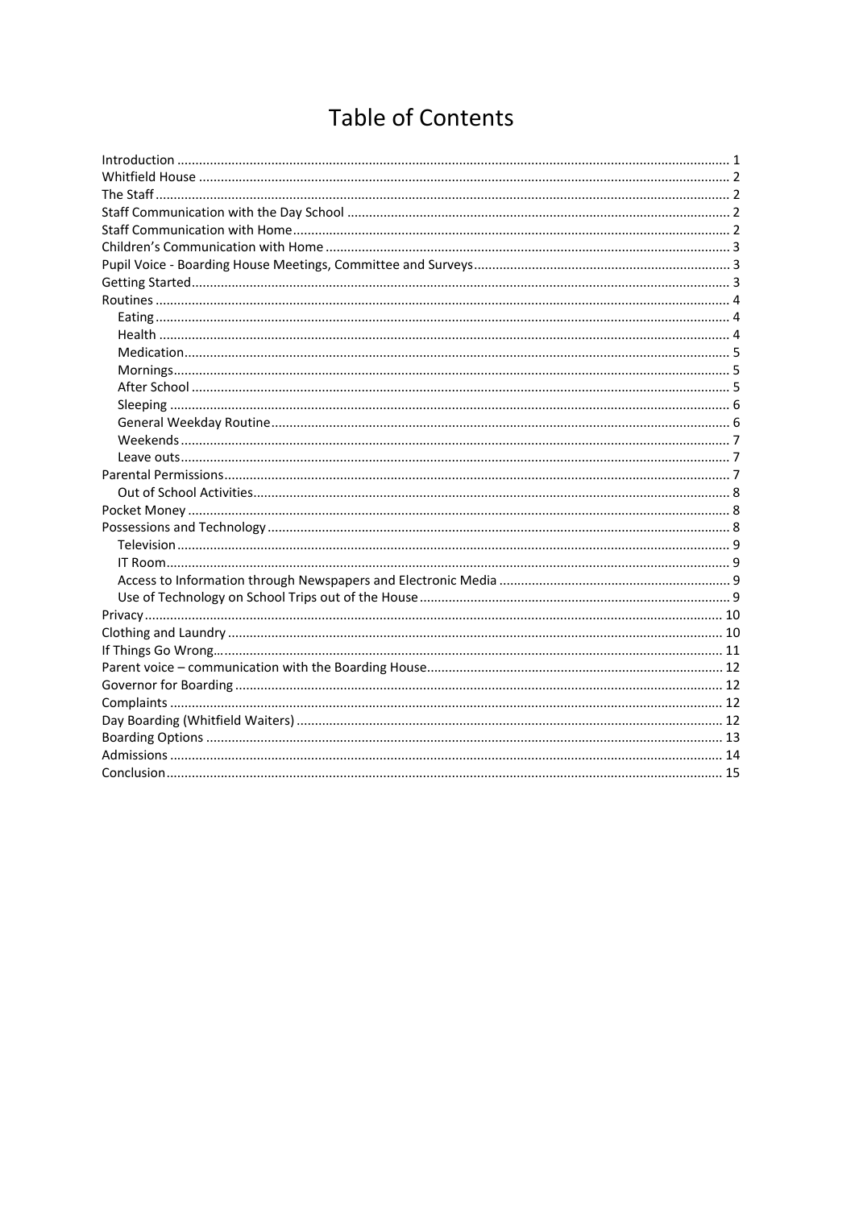# Table of Contents

- Introduction ........ 1
- Whitfield House ........ 2
- The Staff ........ 2
- Staff Communication with the Day School ........ 2
- Staff Communication with Home ........ 2
- Children's Communication with Home ........ 3
- Pupil Voice - Boarding House Meetings, Committee and Surveys ........ 3
- Getting Started ........ 3
- Routines ........ 4
  - Eating ........ 4
  - Health ........ 4
  - Medication ........ 5
  - Mornings ........ 5
  - After School ........ 5
  - Sleeping ........ 6
  - General Weekday Routine ........ 6
  - Weekends ........ 7
  - Leave outs ........ 7
- Parental Permissions ........ 7
  - Out of School Activities ........ 8
- Pocket Money ........ 8
- Possessions and Technology ........ 8
  - Television ........ 9
  - IT Room ........ 9
  - Access to Information through Newspapers and Electronic Media ........ 9
  - Use of Technology on School Trips out of the House ........ 9
- Privacy ........ 10
- Clothing and Laundry ........ 10
- If Things Go Wrong… ........ 11
- Parent voice – communication with the Boarding House ........ 12
- Governor for Boarding ........ 12
- Complaints ........ 12
- Day Boarding (Whitfield Waiters) ........ 12
- Boarding Options ........ 13
- Admissions ........ 14
- Conclusion ........ 15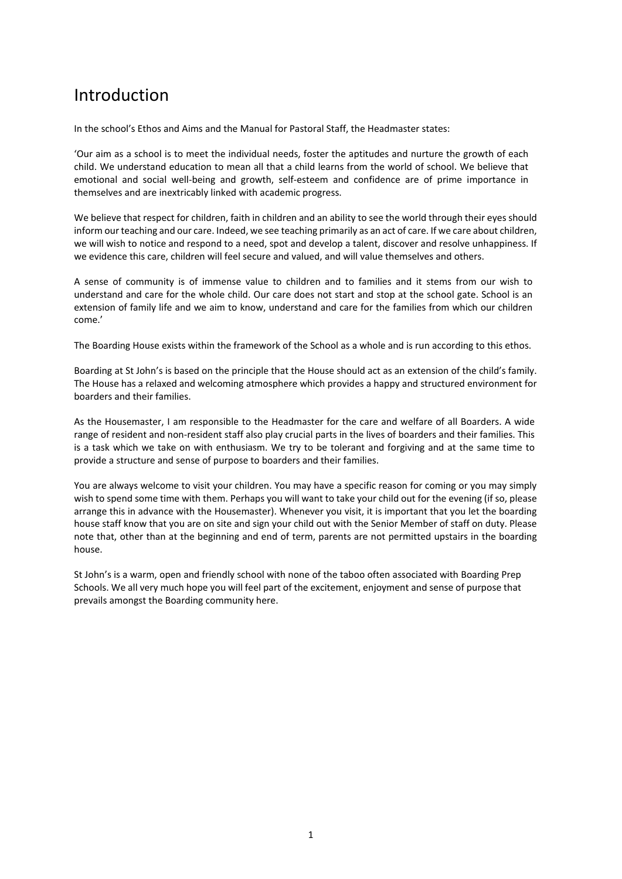# Introduction

In the school's Ethos and Aims and the Manual for Pastoral Staff, the Headmaster states:

'Our aim as a school is to meet the individual needs, foster the aptitudes and nurture the growth of each child. We understand education to mean all that a child learns from the world of school. We believe that emotional and social well-being and growth, self-esteem and confidence are of prime importance in themselves and are inextricably linked with academic progress.

We believe that respect for children, faith in children and an ability to see the world through their eyes should inform our teaching and our care. Indeed, we see teaching primarily as an act of care. If we care about children, we will wish to notice and respond to a need, spot and develop a talent, discover and resolve unhappiness. If we evidence this care, children will feel secure and valued, and will value themselves and others.

A sense of community is of immense value to children and to families and it stems from our wish to understand and care for the whole child. Our care does not start and stop at the school gate. School is an extension of family life and we aim to know, understand and care for the families from which our children come.'

The Boarding House exists within the framework of the School as a whole and is run according to this ethos.

Boarding at St John's is based on the principle that the House should act as an extension of the child's family. The House has a relaxed and welcoming atmosphere which provides a happy and structured environment for boarders and their families.

As the Housemaster, I am responsible to the Headmaster for the care and welfare of all Boarders. A wide range of resident and non-resident staff also play crucial parts in the lives of boarders and their families. This is a task which we take on with enthusiasm. We try to be tolerant and forgiving and at the same time to provide a structure and sense of purpose to boarders and their families.

You are always welcome to visit your children. You may have a specific reason for coming or you may simply wish to spend some time with them. Perhaps you will want to take your child out for the evening (if so, please arrange this in advance with the Housemaster). Whenever you visit, it is important that you let the boarding house staff know that you are on site and sign your child out with the Senior Member of staff on duty. Please note that, other than at the beginning and end of term, parents are not permitted upstairs in the boarding house.

St John's is a warm, open and friendly school with none of the taboo often associated with Boarding Prep Schools. We all very much hope you will feel part of the excitement, enjoyment and sense of purpose that prevails amongst the Boarding community here.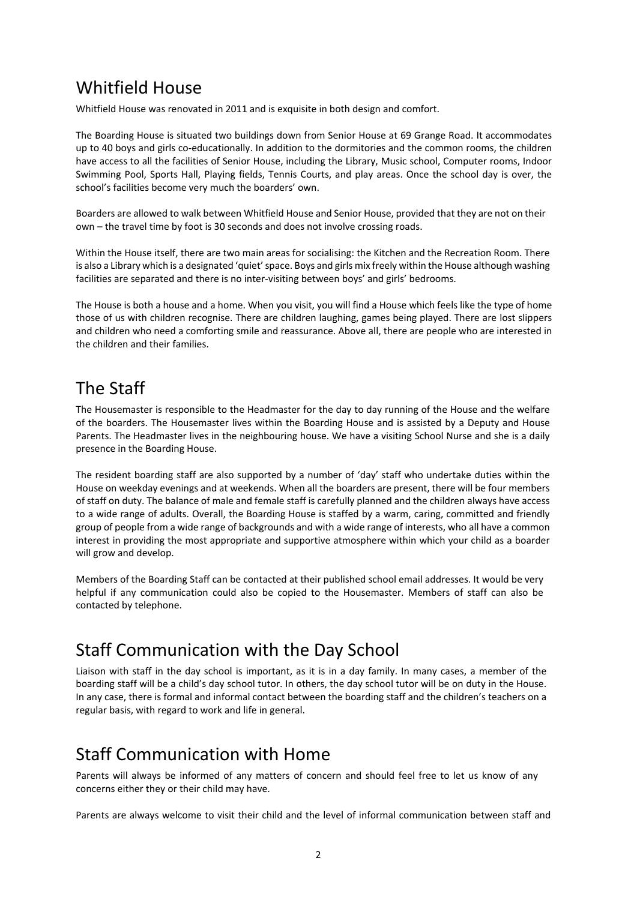## Whitfield House

Whitfield House was renovated in 2011 and is exquisite in both design and comfort.

The Boarding House is situated two buildings down from Senior House at 69 Grange Road. It accommodates up to 40 boys and girls co-educationally. In addition to the dormitories and the common rooms, the children have access to all the facilities of Senior House, including the Library, Music school, Computer rooms, Indoor Swimming Pool, Sports Hall, Playing fields, Tennis Courts, and play areas. Once the school day is over, the school's facilities become very much the boarders' own.

Boarders are allowed to walk between Whitfield House and Senior House, provided that they are not on their own – the travel time by foot is 30 seconds and does not involve crossing roads.

Within the House itself, there are two main areas for socialising: the Kitchen and the Recreation Room. There is also a Library which is a designated 'quiet' space. Boys and girls mix freely within the House although washing facilities are separated and there is no inter-visiting between boys' and girls' bedrooms.

The House is both a house and a home. When you visit, you will find a House which feels like the type of home those of us with children recognise. There are children laughing, games being played. There are lost slippers and children who need a comforting smile and reassurance. Above all, there are people who are interested in the children and their families.

## The Staff

The Housemaster is responsible to the Headmaster for the day to day running of the House and the welfare of the boarders. The Housemaster lives within the Boarding House and is assisted by a Deputy and House Parents. The Headmaster lives in the neighbouring house. We have a visiting School Nurse and she is a daily presence in the Boarding House.

The resident boarding staff are also supported by a number of 'day' staff who undertake duties within the House on weekday evenings and at weekends. When all the boarders are present, there will be four members of staff on duty. The balance of male and female staff is carefully planned and the children always have access to a wide range of adults. Overall, the Boarding House is staffed by a warm, caring, committed and friendly group of people from a wide range of backgrounds and with a wide range of interests, who all have a common interest in providing the most appropriate and supportive atmosphere within which your child as a boarder will grow and develop.

Members of the Boarding Staff can be contacted at their published school email addresses. It would be very helpful if any communication could also be copied to the Housemaster. Members of staff can also be contacted by telephone.

## Staff Communication with the Day School

Liaison with staff in the day school is important, as it is in a day family. In many cases, a member of the boarding staff will be a child's day school tutor. In others, the day school tutor will be on duty in the House. In any case, there is formal and informal contact between the boarding staff and the children's teachers on a regular basis, with regard to work and life in general.

## Staff Communication with Home

Parents will always be informed of any matters of concern and should feel free to let us know of any concerns either they or their child may have.

Parents are always welcome to visit their child and the level of informal communication between staff and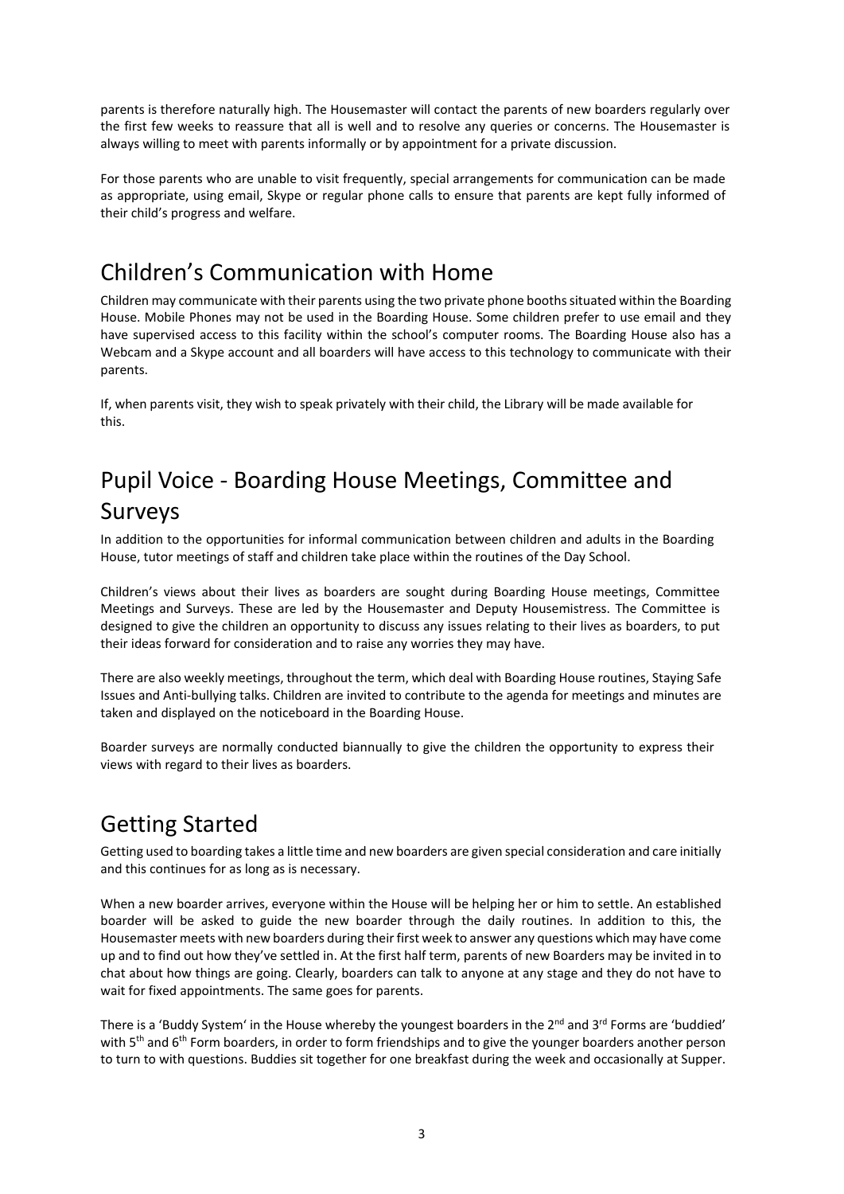parents is therefore naturally high. The Housemaster will contact the parents of new boarders regularly over the first few weeks to reassure that all is well and to resolve any queries or concerns. The Housemaster is always willing to meet with parents informally or by appointment for a private discussion.

For those parents who are unable to visit frequently, special arrangements for communication can be made as appropriate, using email, Skype or regular phone calls to ensure that parents are kept fully informed of their child's progress and welfare.

## Children's Communication with Home

Children may communicate with their parents using the two private phone booths situated within the Boarding House. Mobile Phones may not be used in the Boarding House. Some children prefer to use email and they have supervised access to this facility within the school's computer rooms. The Boarding House also has a Webcam and a Skype account and all boarders will have access to this technology to communicate with their parents.

If, when parents visit, they wish to speak privately with their child, the Library will be made available for this.

## Pupil Voice - Boarding House Meetings, Committee and Surveys

In addition to the opportunities for informal communication between children and adults in the Boarding House, tutor meetings of staff and children take place within the routines of the Day School.

Children's views about their lives as boarders are sought during Boarding House meetings, Committee Meetings and Surveys. These are led by the Housemaster and Deputy Housemistress. The Committee is designed to give the children an opportunity to discuss any issues relating to their lives as boarders, to put their ideas forward for consideration and to raise any worries they may have.

There are also weekly meetings, throughout the term, which deal with Boarding House routines, Staying Safe Issues and Anti-bullying talks. Children are invited to contribute to the agenda for meetings and minutes are taken and displayed on the noticeboard in the Boarding House.

Boarder surveys are normally conducted biannually to give the children the opportunity to express their views with regard to their lives as boarders.

## Getting Started

Getting used to boarding takes a little time and new boarders are given special consideration and care initially and this continues for as long as is necessary.

When a new boarder arrives, everyone within the House will be helping her or him to settle. An established boarder will be asked to guide the new boarder through the daily routines. In addition to this, the Housemaster meets with new boarders during their first week to answer any questions which may have come up and to find out how they've settled in. At the first half term, parents of new Boarders may be invited in to chat about how things are going. Clearly, boarders can talk to anyone at any stage and they do not have to wait for fixed appointments. The same goes for parents.

There is a 'Buddy System' in the House whereby the youngest boarders in the 2nd and 3rd Forms are 'buddied' with 5th and 6th Form boarders, in order to form friendships and to give the younger boarders another person to turn to with questions. Buddies sit together for one breakfast during the week and occasionally at Supper.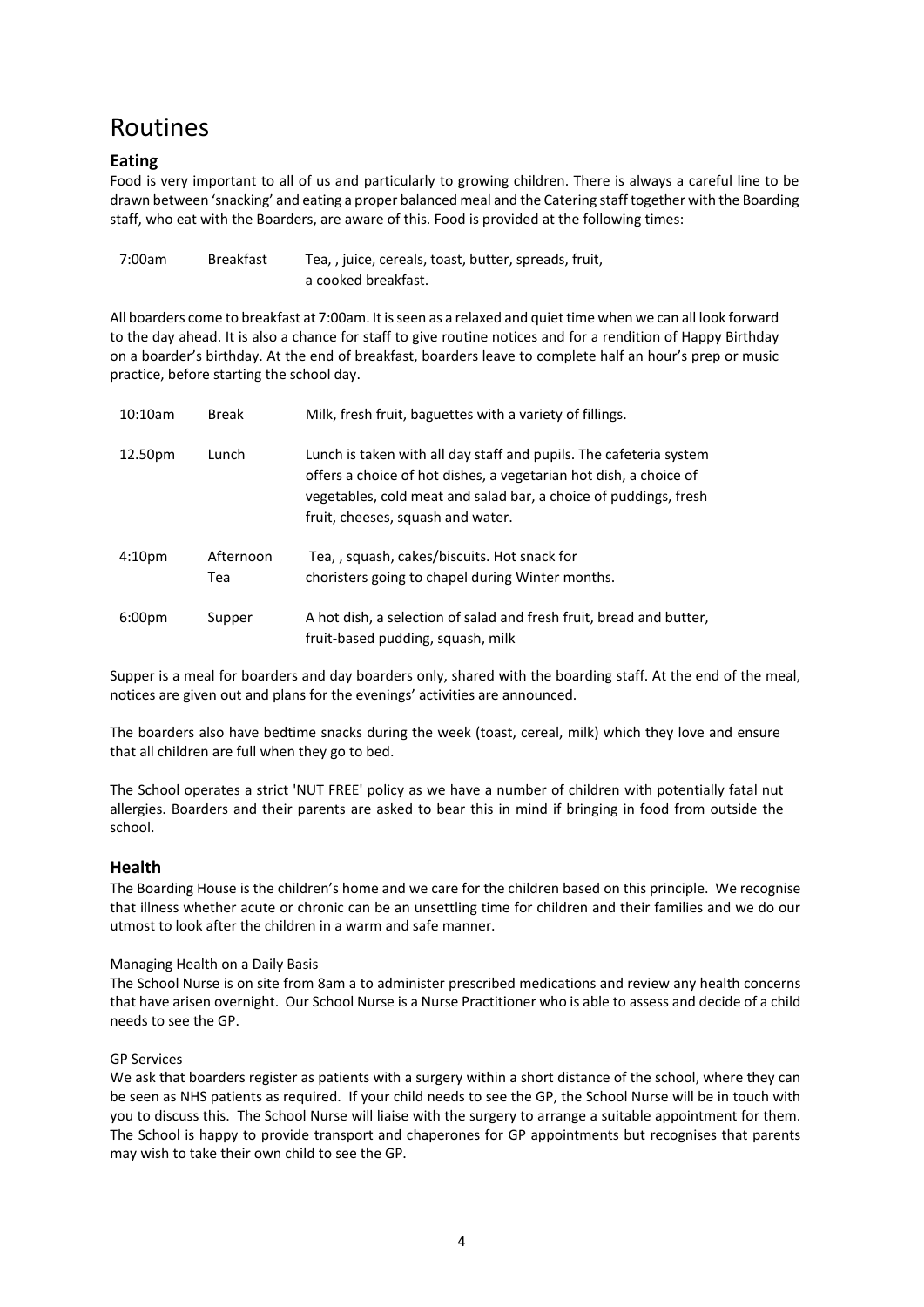# Routines

## Eating

Food is very important to all of us and particularly to growing children. There is always a careful line to be drawn between 'snacking' and eating a proper balanced meal and the Catering staff together with the Boarding staff, who eat with the Boarders, are aware of this. Food is provided at the following times:

| | | |
|---|---|---|
| 7:00am | Breakfast | Tea, , juice, cereals, toast, butter, spreads, fruit, a cooked breakfast. |

All boarders come to breakfast at 7:00am. It is seen as a relaxed and quiet time when we can all look forward to the day ahead. It is also a chance for staff to give routine notices and for a rendition of Happy Birthday on a boarder's birthday. At the end of breakfast, boarders leave to complete half an hour's prep or music practice, before starting the school day.

| | | |
|---|---|---|
| 10:10am | Break | Milk, fresh fruit, baguettes with a variety of fillings. |
| 12.50pm | Lunch | Lunch is taken with all day staff and pupils. The cafeteria system offers a choice of hot dishes, a vegetarian hot dish, a choice of vegetables, cold meat and salad bar, a choice of puddings, fresh fruit, cheeses, squash and water. |
| 4:10pm | Afternoon Tea | Tea, , squash, cakes/biscuits. Hot snack for choristers going to chapel during Winter months. |
| 6:00pm | Supper | A hot dish, a selection of salad and fresh fruit, bread and butter, fruit-based pudding, squash, milk |

Supper is a meal for boarders and day boarders only, shared with the boarding staff. At the end of the meal, notices are given out and plans for the evenings' activities are announced.

The boarders also have bedtime snacks during the week (toast, cereal, milk) which they love and ensure that all children are full when they go to bed.

The School operates a strict 'NUT FREE' policy as we have a number of children with potentially fatal nut allergies. Boarders and their parents are asked to bear this in mind if bringing in food from outside the school.

## Health

The Boarding House is the children's home and we care for the children based on this principle. We recognise that illness whether acute or chronic can be an unsettling time for children and their families and we do our utmost to look after the children in a warm and safe manner.

Managing Health on a Daily Basis

The School Nurse is on site from 8am a to administer prescribed medications and review any health concerns that have arisen overnight. Our School Nurse is a Nurse Practitioner who is able to assess and decide of a child needs to see the GP.

GP Services

We ask that boarders register as patients with a surgery within a short distance of the school, where they can be seen as NHS patients as required. If your child needs to see the GP, the School Nurse will be in touch with you to discuss this. The School Nurse will liaise with the surgery to arrange a suitable appointment for them. The School is happy to provide transport and chaperones for GP appointments but recognises that parents may wish to take their own child to see the GP.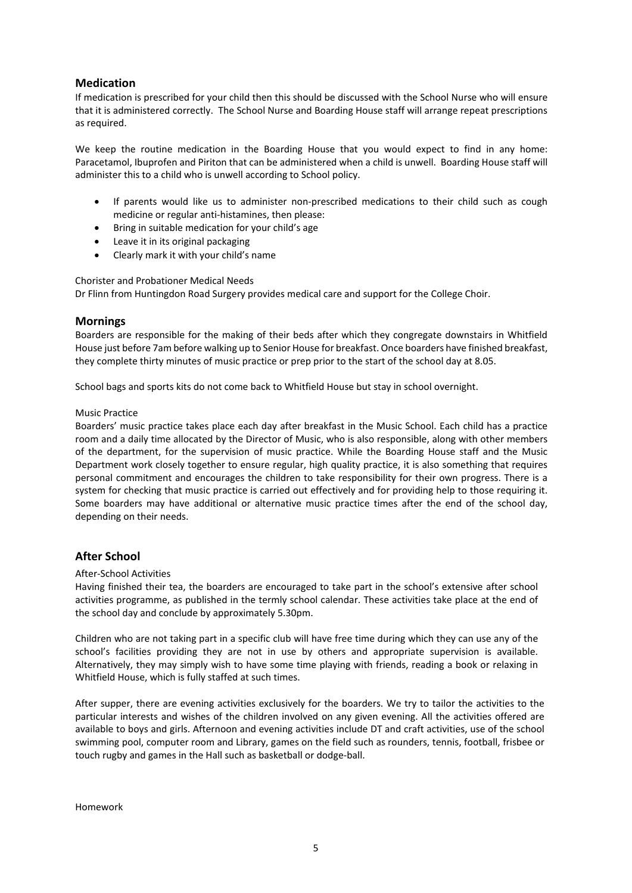## Medication

If medication is prescribed for your child then this should be discussed with the School Nurse who will ensure that it is administered correctly. The School Nurse and Boarding House staff will arrange repeat prescriptions as required.

We keep the routine medication in the Boarding House that you would expect to find in any home: Paracetamol, Ibuprofen and Piriton that can be administered when a child is unwell. Boarding House staff will administer this to a child who is unwell according to School policy.

- If parents would like us to administer non-prescribed medications to their child such as cough medicine or regular anti-histamines, then please:
- Bring in suitable medication for your child's age
- Leave it in its original packaging
- Clearly mark it with your child's name

Chorister and Probationer Medical Needs

Dr Flinn from Huntingdon Road Surgery provides medical care and support for the College Choir.

## Mornings

Boarders are responsible for the making of their beds after which they congregate downstairs in Whitfield House just before 7am before walking up to Senior House for breakfast. Once boarders have finished breakfast, they complete thirty minutes of music practice or prep prior to the start of the school day at 8.05.

School bags and sports kits do not come back to Whitfield House but stay in school overnight.

Music Practice

Boarders' music practice takes place each day after breakfast in the Music School. Each child has a practice room and a daily time allocated by the Director of Music, who is also responsible, along with other members of the department, for the supervision of music practice. While the Boarding House staff and the Music Department work closely together to ensure regular, high quality practice, it is also something that requires personal commitment and encourages the children to take responsibility for their own progress. There is a system for checking that music practice is carried out effectively and for providing help to those requiring it. Some boarders may have additional or alternative music practice times after the end of the school day, depending on their needs.

## After School

After-School Activities

Having finished their tea, the boarders are encouraged to take part in the school's extensive after school activities programme, as published in the termly school calendar. These activities take place at the end of the school day and conclude by approximately 5.30pm.

Children who are not taking part in a specific club will have free time during which they can use any of the school's facilities providing they are not in use by others and appropriate supervision is available. Alternatively, they may simply wish to have some time playing with friends, reading a book or relaxing in Whitfield House, which is fully staffed at such times.

After supper, there are evening activities exclusively for the boarders. We try to tailor the activities to the particular interests and wishes of the children involved on any given evening. All the activities offered are available to boys and girls. Afternoon and evening activities include DT and craft activities, use of the school swimming pool, computer room and Library, games on the field such as rounders, tennis, football, frisbee or touch rugby and games in the Hall such as basketball or dodge-ball.

Homework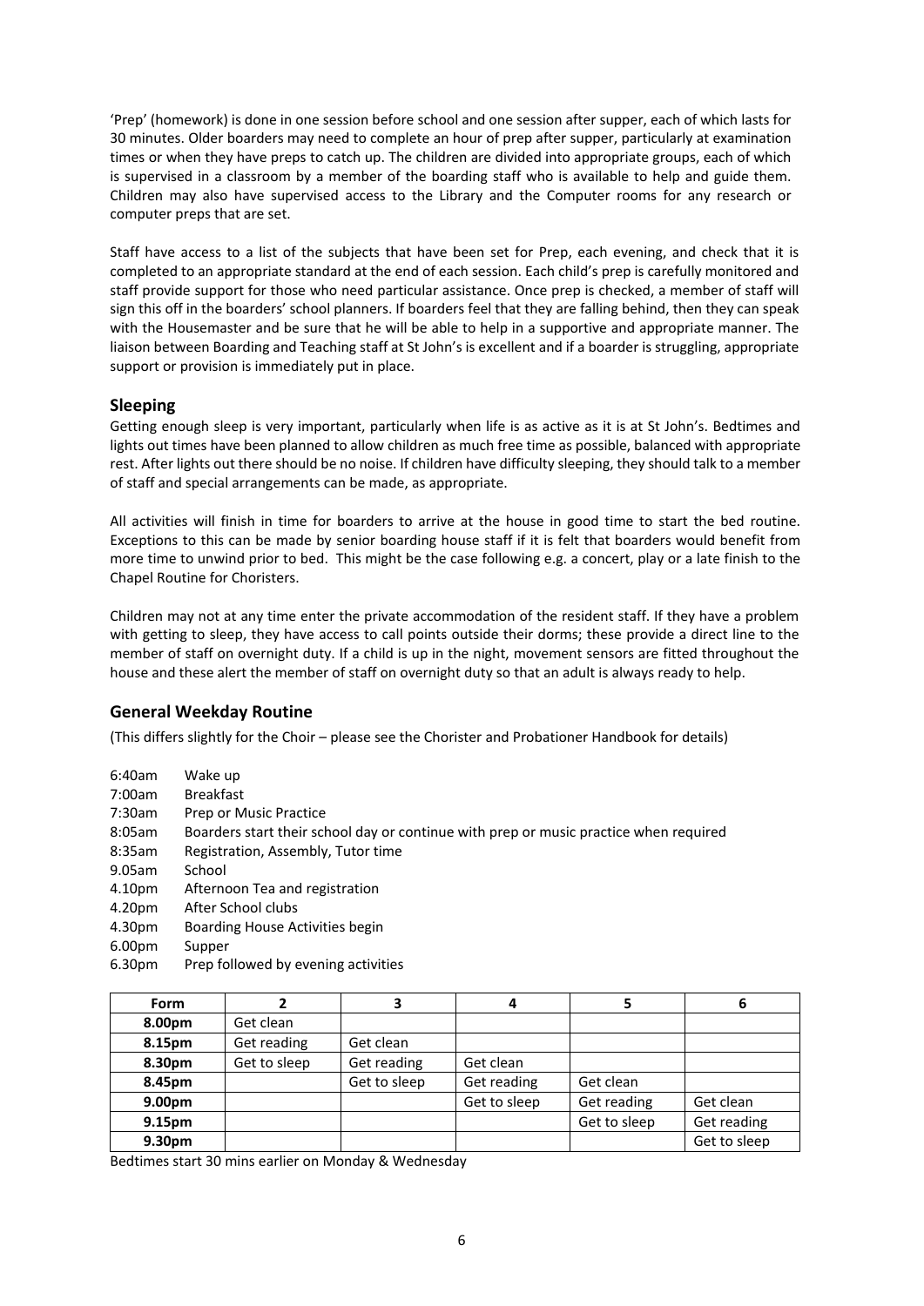'Prep' (homework) is done in one session before school and one session after supper, each of which lasts for 30 minutes. Older boarders may need to complete an hour of prep after supper, particularly at examination times or when they have preps to catch up. The children are divided into appropriate groups, each of which is supervised in a classroom by a member of the boarding staff who is available to help and guide them. Children may also have supervised access to the Library and the Computer rooms for any research or computer preps that are set.

Staff have access to a list of the subjects that have been set for Prep, each evening, and check that it is completed to an appropriate standard at the end of each session. Each child's prep is carefully monitored and staff provide support for those who need particular assistance. Once prep is checked, a member of staff will sign this off in the boarders' school planners. If boarders feel that they are falling behind, then they can speak with the Housemaster and be sure that he will be able to help in a supportive and appropriate manner. The liaison between Boarding and Teaching staff at St John's is excellent and if a boarder is struggling, appropriate support or provision is immediately put in place.

## Sleeping

Getting enough sleep is very important, particularly when life is as active as it is at St John's. Bedtimes and lights out times have been planned to allow children as much free time as possible, balanced with appropriate rest. After lights out there should be no noise. If children have difficulty sleeping, they should talk to a member of staff and special arrangements can be made, as appropriate.

All activities will finish in time for boarders to arrive at the house in good time to start the bed routine. Exceptions to this can be made by senior boarding house staff if it is felt that boarders would benefit from more time to unwind prior to bed. This might be the case following e.g. a concert, play or a late finish to the Chapel Routine for Choristers.

Children may not at any time enter the private accommodation of the resident staff. If they have a problem with getting to sleep, they have access to call points outside their dorms; these provide a direct line to the member of staff on overnight duty. If a child is up in the night, movement sensors are fitted throughout the house and these alert the member of staff on overnight duty so that an adult is always ready to help.

## General Weekday Routine

(This differs slightly for the Choir – please see the Chorister and Probationer Handbook for details)

6:40am Wake up
7:00am Breakfast
7:30am Prep or Music Practice
8:05am Boarders start their school day or continue with prep or music practice when required
8:35am Registration, Assembly, Tutor time
9.05am School
4.10pm Afternoon Tea and registration
4.20pm After School clubs
4.30pm Boarding House Activities begin
6.00pm Supper
6.30pm Prep followed by evening activities

| Form | 2 | 3 | 4 | 5 | 6 |
|---|---|---|---|---|---|
| **8.00pm** | Get clean | | | | |
| **8.15pm** | Get reading | Get clean | | | |
| **8.30pm** | Get to sleep | Get reading | Get clean | | |
| **8.45pm** | | Get to sleep | Get reading | Get clean | |
| **9.00pm** | | | Get to sleep | Get reading | Get clean |
| **9.15pm** | | | | Get to sleep | Get reading |
| **9.30pm** | | | | | Get to sleep |

Bedtimes start 30 mins earlier on Monday & Wednesday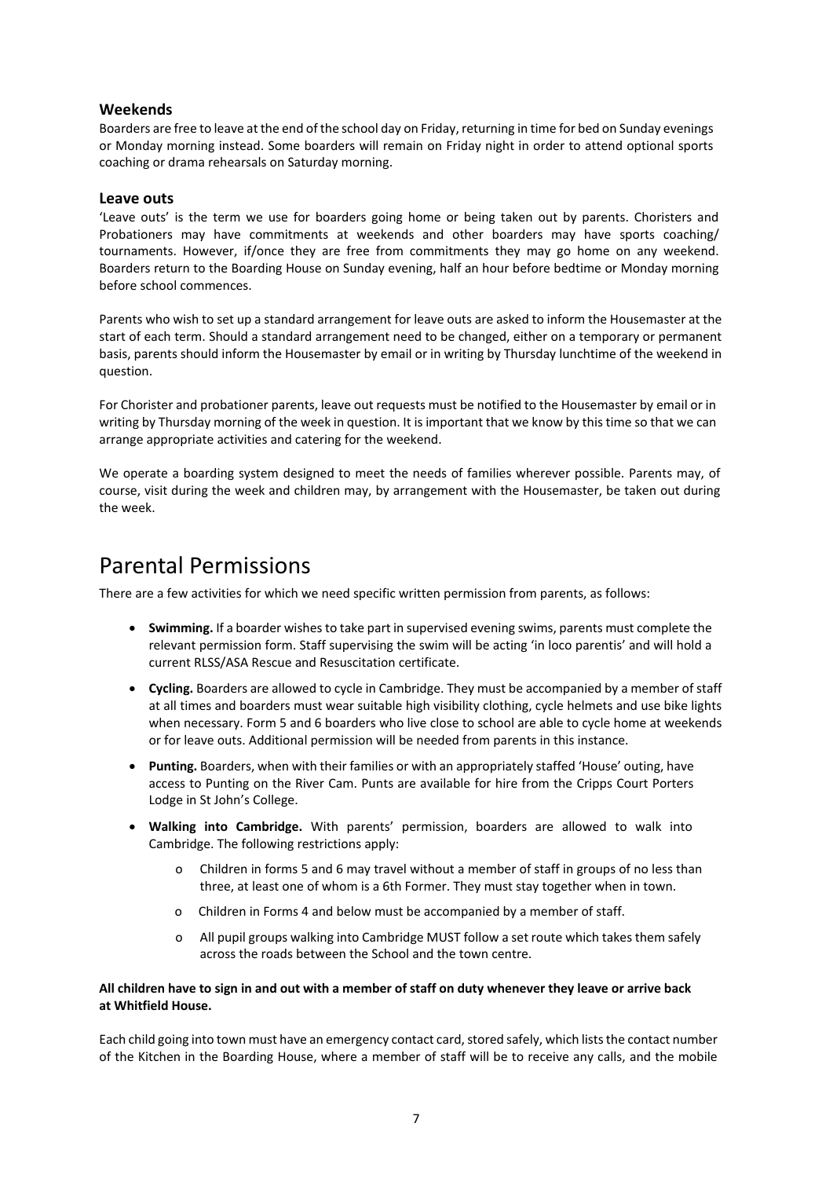### Weekends

Boarders are free to leave at the end of the school day on Friday, returning in time for bed on Sunday evenings or Monday morning instead. Some boarders will remain on Friday night in order to attend optional sports coaching or drama rehearsals on Saturday morning.

### Leave outs

'Leave outs' is the term we use for boarders going home or being taken out by parents. Choristers and Probationers may have commitments at weekends and other boarders may have sports coaching/ tournaments. However, if/once they are free from commitments they may go home on any weekend. Boarders return to the Boarding House on Sunday evening, half an hour before bedtime or Monday morning before school commences.

Parents who wish to set up a standard arrangement for leave outs are asked to inform the Housemaster at the start of each term. Should a standard arrangement need to be changed, either on a temporary or permanent basis, parents should inform the Housemaster by email or in writing by Thursday lunchtime of the weekend in question.

For Chorister and probationer parents, leave out requests must be notified to the Housemaster by email or in writing by Thursday morning of the week in question. It is important that we know by this time so that we can arrange appropriate activities and catering for the weekend.

We operate a boarding system designed to meet the needs of families wherever possible. Parents may, of course, visit during the week and children may, by arrangement with the Housemaster, be taken out during the week.

# Parental Permissions

There are a few activities for which we need specific written permission from parents, as follows:

- **Swimming.** If a boarder wishes to take part in supervised evening swims, parents must complete the relevant permission form. Staff supervising the swim will be acting 'in loco parentis' and will hold a current RLSS/ASA Rescue and Resuscitation certificate.
- **Cycling.** Boarders are allowed to cycle in Cambridge. They must be accompanied by a member of staff at all times and boarders must wear suitable high visibility clothing, cycle helmets and use bike lights when necessary. Form 5 and 6 boarders who live close to school are able to cycle home at weekends or for leave outs. Additional permission will be needed from parents in this instance.
- **Punting.** Boarders, when with their families or with an appropriately staffed 'House' outing, have access to Punting on the River Cam. Punts are available for hire from the Cripps Court Porters Lodge in St John's College.
- **Walking into Cambridge.** With parents' permission, boarders are allowed to walk into Cambridge. The following restrictions apply:
    - Children in forms 5 and 6 may travel without a member of staff in groups of no less than three, at least one of whom is a 6th Former. They must stay together when in town.
    - Children in Forms 4 and below must be accompanied by a member of staff.
    - All pupil groups walking into Cambridge MUST follow a set route which takes them safely across the roads between the School and the town centre.

**All children have to sign in and out with a member of staff on duty whenever they leave or arrive back at Whitfield House.**

Each child going into town must have an emergency contact card, stored safely, which lists the contact number of the Kitchen in the Boarding House, where a member of staff will be to receive any calls, and the mobile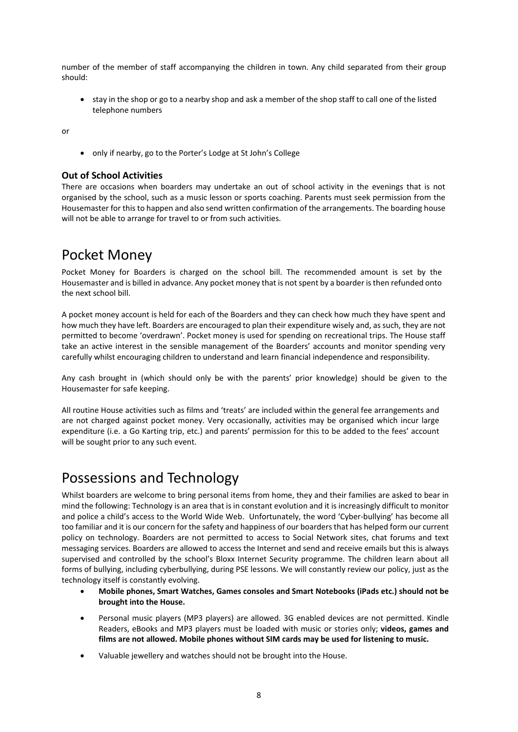number of the member of staff accompanying the children in town. Any child separated from their group should:

- stay in the shop or go to a nearby shop and ask a member of the shop staff to call one of the listed telephone numbers

or

- only if nearby, go to the Porter's Lodge at St John's College

### Out of School Activities

There are occasions when boarders may undertake an out of school activity in the evenings that is not organised by the school, such as a music lesson or sports coaching. Parents must seek permission from the Housemaster for this to happen and also send written confirmation of the arrangements. The boarding house will not be able to arrange for travel to or from such activities.

# Pocket Money

Pocket Money for Boarders is charged on the school bill. The recommended amount is set by the Housemaster and is billed in advance. Any pocket money that is not spent by a boarder is then refunded onto the next school bill.

A pocket money account is held for each of the Boarders and they can check how much they have spent and how much they have left. Boarders are encouraged to plan their expenditure wisely and, as such, they are not permitted to become 'overdrawn'. Pocket money is used for spending on recreational trips. The House staff take an active interest in the sensible management of the Boarders' accounts and monitor spending very carefully whilst encouraging children to understand and learn financial independence and responsibility.

Any cash brought in (which should only be with the parents' prior knowledge) should be given to the Housemaster for safe keeping.

All routine House activities such as films and 'treats' are included within the general fee arrangements and are not charged against pocket money. Very occasionally, activities may be organised which incur large expenditure (i.e. a Go Karting trip, etc.) and parents' permission for this to be added to the fees' account will be sought prior to any such event.

# Possessions and Technology

Whilst boarders are welcome to bring personal items from home, they and their families are asked to bear in mind the following: Technology is an area that is in constant evolution and it is increasingly difficult to monitor and police a child's access to the World Wide Web. Unfortunately, the word 'Cyber-bullying' has become all too familiar and it is our concern for the safety and happiness of our boarders that has helped form our current policy on technology. Boarders are not permitted to access to Social Network sites, chat forums and text messaging services. Boarders are allowed to access the Internet and send and receive emails but this is always supervised and controlled by the school's Bloxx Internet Security programme. The children learn about all forms of bullying, including cyberbullying, during PSE lessons. We will constantly review our policy, just as the technology itself is constantly evolving.

- **Mobile phones, Smart Watches, Games consoles and Smart Notebooks (iPads etc.) should not be brought into the House.**
- Personal music players (MP3 players) are allowed. 3G enabled devices are not permitted. Kindle Readers, eBooks and MP3 players must be loaded with music or stories only; **videos, games and films are not allowed. Mobile phones without SIM cards may be used for listening to music.**
- Valuable jewellery and watches should not be brought into the House.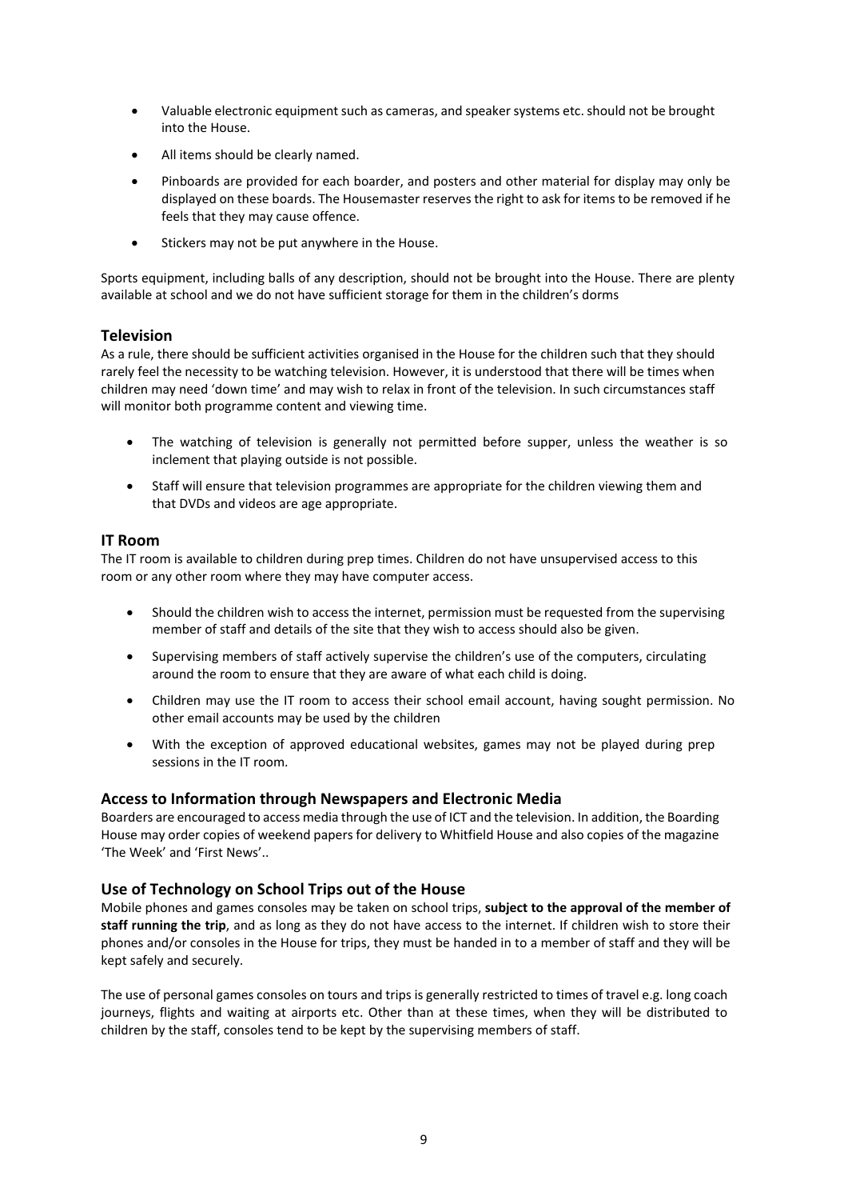- Valuable electronic equipment such as cameras, and speaker systems etc. should not be brought into the House.
- All items should be clearly named.
- Pinboards are provided for each boarder, and posters and other material for display may only be displayed on these boards. The Housemaster reserves the right to ask for items to be removed if he feels that they may cause offence.
- Stickers may not be put anywhere in the House.

Sports equipment, including balls of any description, should not be brought into the House. There are plenty available at school and we do not have sufficient storage for them in the children's dorms

## Television

As a rule, there should be sufficient activities organised in the House for the children such that they should rarely feel the necessity to be watching television. However, it is understood that there will be times when children may need 'down time' and may wish to relax in front of the television. In such circumstances staff will monitor both programme content and viewing time.

- The watching of television is generally not permitted before supper, unless the weather is so inclement that playing outside is not possible.
- Staff will ensure that television programmes are appropriate for the children viewing them and that DVDs and videos are age appropriate.

## IT Room

The IT room is available to children during prep times. Children do not have unsupervised access to this room or any other room where they may have computer access.

- Should the children wish to access the internet, permission must be requested from the supervising member of staff and details of the site that they wish to access should also be given.
- Supervising members of staff actively supervise the children's use of the computers, circulating around the room to ensure that they are aware of what each child is doing.
- Children may use the IT room to access their school email account, having sought permission. No other email accounts may be used by the children
- With the exception of approved educational websites, games may not be played during prep sessions in the IT room.

## Access to Information through Newspapers and Electronic Media

Boarders are encouraged to access media through the use of ICT and the television. In addition, the Boarding House may order copies of weekend papers for delivery to Whitfield House and also copies of the magazine 'The Week' and 'First News'..

## Use of Technology on School Trips out of the House

Mobile phones and games consoles may be taken on school trips, **subject to the approval of the member of staff running the trip**, and as long as they do not have access to the internet. If children wish to store their phones and/or consoles in the House for trips, they must be handed in to a member of staff and they will be kept safely and securely.

The use of personal games consoles on tours and trips is generally restricted to times of travel e.g. long coach journeys, flights and waiting at airports etc. Other than at these times, when they will be distributed to children by the staff, consoles tend to be kept by the supervising members of staff.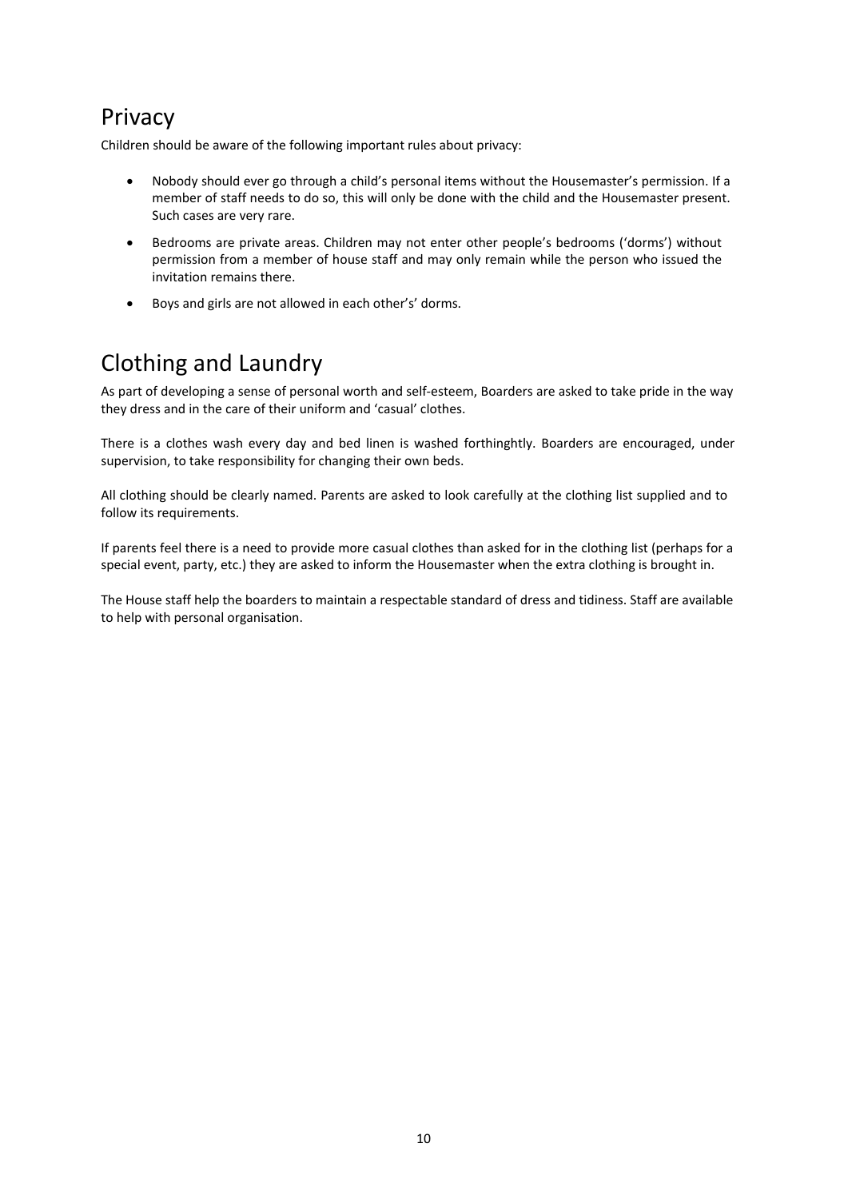## Privacy

Children should be aware of the following important rules about privacy:

- Nobody should ever go through a child's personal items without the Housemaster's permission. If a member of staff needs to do so, this will only be done with the child and the Housemaster present. Such cases are very rare.
- Bedrooms are private areas. Children may not enter other people's bedrooms ('dorms') without permission from a member of house staff and may only remain while the person who issued the invitation remains there.
- Boys and girls are not allowed in each other's' dorms.

## Clothing and Laundry

As part of developing a sense of personal worth and self-esteem, Boarders are asked to take pride in the way they dress and in the care of their uniform and 'casual' clothes.

There is a clothes wash every day and bed linen is washed forthinghtly. Boarders are encouraged, under supervision, to take responsibility for changing their own beds.

All clothing should be clearly named. Parents are asked to look carefully at the clothing list supplied and to follow its requirements.

If parents feel there is a need to provide more casual clothes than asked for in the clothing list (perhaps for a special event, party, etc.) they are asked to inform the Housemaster when the extra clothing is brought in.

The House staff help the boarders to maintain a respectable standard of dress and tidiness. Staff are available to help with personal organisation.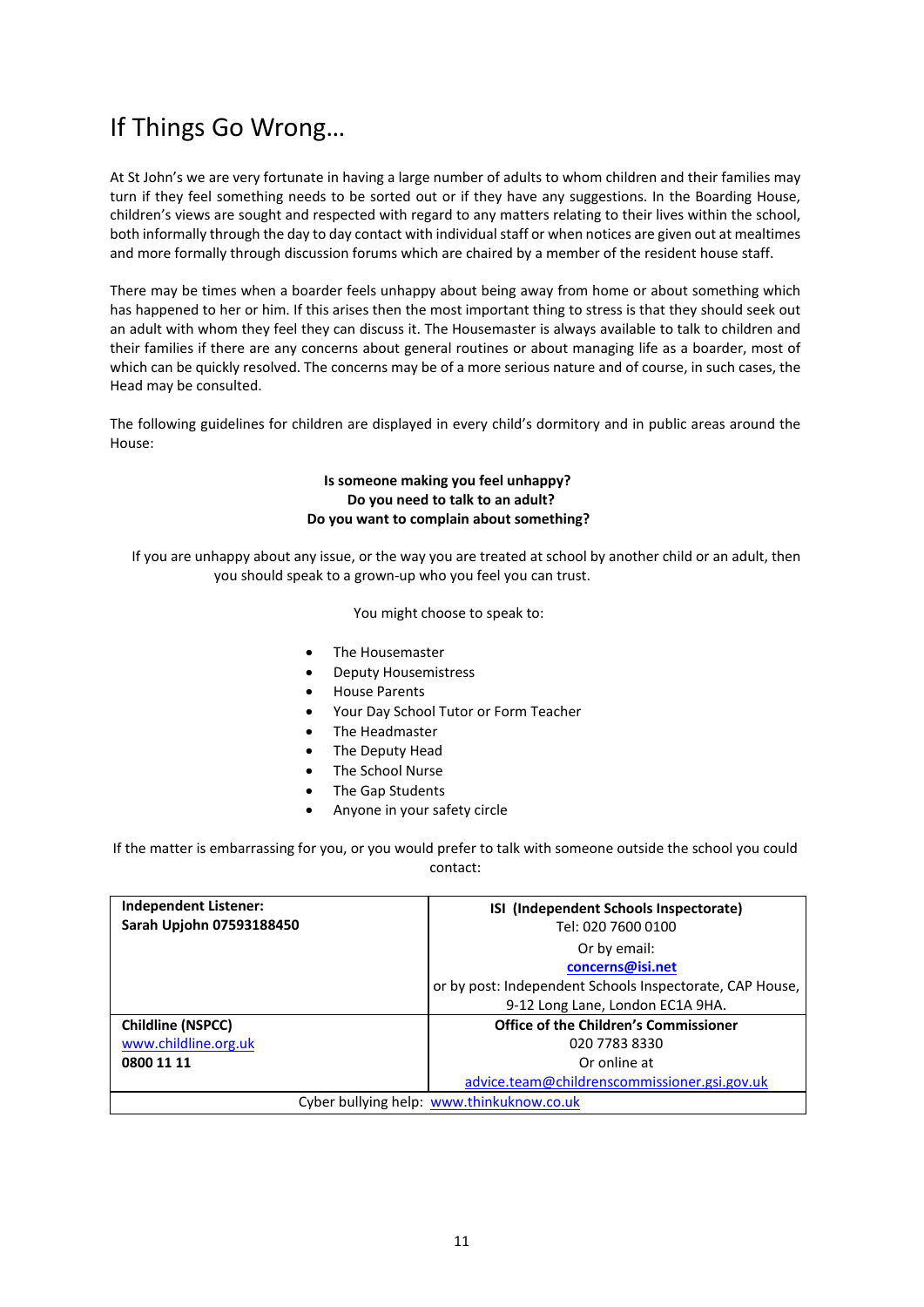# If Things Go Wrong…

At St John's we are very fortunate in having a large number of adults to whom children and their families may turn if they feel something needs to be sorted out or if they have any suggestions. In the Boarding House, children's views are sought and respected with regard to any matters relating to their lives within the school, both informally through the day to day contact with individual staff or when notices are given out at mealtimes and more formally through discussion forums which are chaired by a member of the resident house staff.

There may be times when a boarder feels unhappy about being away from home or about something which has happened to her or him. If this arises then the most important thing to stress is that they should seek out an adult with whom they feel they can discuss it. The Housemaster is always available to talk to children and their families if there are any concerns about general routines or about managing life as a boarder, most of which can be quickly resolved. The concerns may be of a more serious nature and of course, in such cases, the Head may be consulted.

The following guidelines for children are displayed in every child's dormitory and in public areas around the House:

**Is someone making you feel unhappy?**
**Do you need to talk to an adult?**
**Do you want to complain about something?**

If you are unhappy about any issue, or the way you are treated at school by another child or an adult, then you should speak to a grown-up who you feel you can trust.

You might choose to speak to:

- The Housemaster
- Deputy Housemistress
- House Parents
- Your Day School Tutor or Form Teacher
- The Headmaster
- The Deputy Head
- The School Nurse
- The Gap Students
- Anyone in your safety circle

If the matter is embarrassing for you, or you would prefer to talk with someone outside the school you could contact:

| | |
|---|---|
| **Independent Listener:**<br>**Sarah Upjohn 07593188450** | **ISI (Independent Schools Inspectorate)**<br>Tel: 020 7600 0100<br>Or by email:<br>**concerns@isi.net**<br>or by post: Independent Schools Inspectorate, CAP House, 9-12 Long Lane, London EC1A 9HA. |
| **Childline (NSPCC)**<br>www.childline.org.uk<br>**0800 11 11** | **Office of the Children's Commissioner**<br>020 7783 8330<br>Or online at<br>advice.team@childrenscommissioner.gsi.gov.uk |
| Cyber bullying help: www.thinkuknow.co.uk | |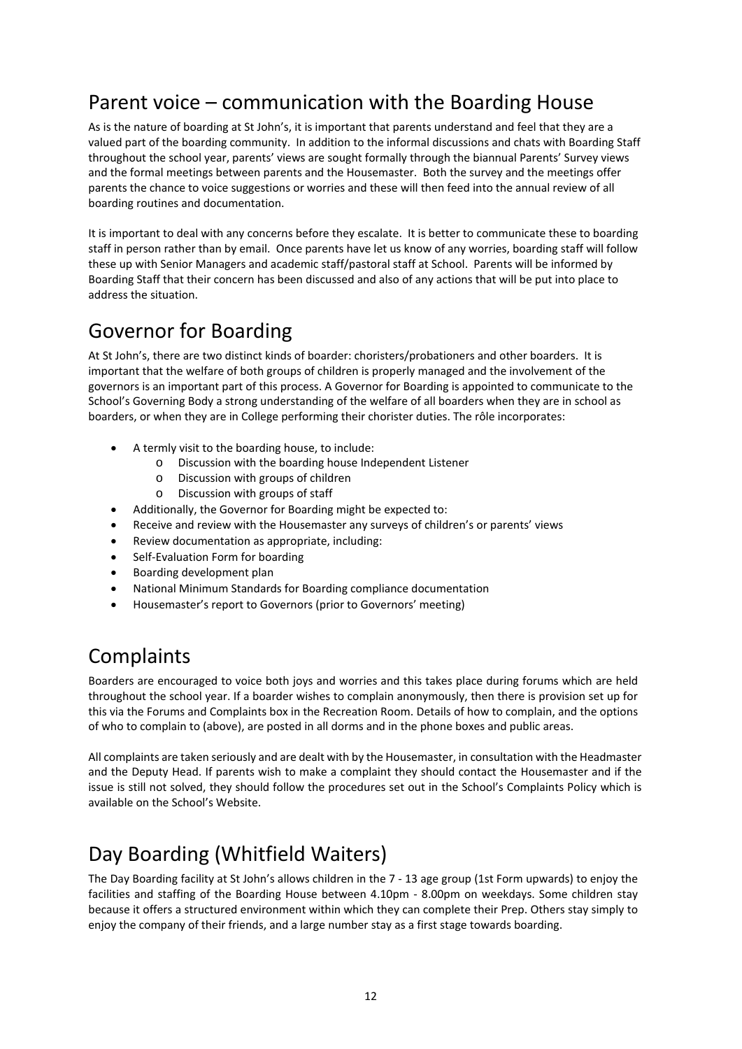## Parent voice – communication with the Boarding House

As is the nature of boarding at St John's, it is important that parents understand and feel that they are a valued part of the boarding community. In addition to the informal discussions and chats with Boarding Staff throughout the school year, parents' views are sought formally through the biannual Parents' Survey views and the formal meetings between parents and the Housemaster. Both the survey and the meetings offer parents the chance to voice suggestions or worries and these will then feed into the annual review of all boarding routines and documentation.

It is important to deal with any concerns before they escalate. It is better to communicate these to boarding staff in person rather than by email. Once parents have let us know of any worries, boarding staff will follow these up with Senior Managers and academic staff/pastoral staff at School. Parents will be informed by Boarding Staff that their concern has been discussed and also of any actions that will be put into place to address the situation.

## Governor for Boarding

At St John's, there are two distinct kinds of boarder: choristers/probationers and other boarders. It is important that the welfare of both groups of children is properly managed and the involvement of the governors is an important part of this process. A Governor for Boarding is appointed to communicate to the School's Governing Body a strong understanding of the welfare of all boarders when they are in school as boarders, or when they are in College performing their chorister duties. The rôle incorporates:

- A termly visit to the boarding house, to include:
  - Discussion with the boarding house Independent Listener
  - Discussion with groups of children
  - Discussion with groups of staff
- Additionally, the Governor for Boarding might be expected to:
- Receive and review with the Housemaster any surveys of children's or parents' views
- Review documentation as appropriate, including:
- Self-Evaluation Form for boarding
- Boarding development plan
- National Minimum Standards for Boarding compliance documentation
- Housemaster's report to Governors (prior to Governors' meeting)

## Complaints

Boarders are encouraged to voice both joys and worries and this takes place during forums which are held throughout the school year. If a boarder wishes to complain anonymously, then there is provision set up for this via the Forums and Complaints box in the Recreation Room. Details of how to complain, and the options of who to complain to (above), are posted in all dorms and in the phone boxes and public areas.

All complaints are taken seriously and are dealt with by the Housemaster, in consultation with the Headmaster and the Deputy Head. If parents wish to make a complaint they should contact the Housemaster and if the issue is still not solved, they should follow the procedures set out in the School's Complaints Policy which is available on the School's Website.

## Day Boarding (Whitfield Waiters)

The Day Boarding facility at St John's allows children in the 7 - 13 age group (1st Form upwards) to enjoy the facilities and staffing of the Boarding House between 4.10pm - 8.00pm on weekdays. Some children stay because it offers a structured environment within which they can complete their Prep. Others stay simply to enjoy the company of their friends, and a large number stay as a first stage towards boarding.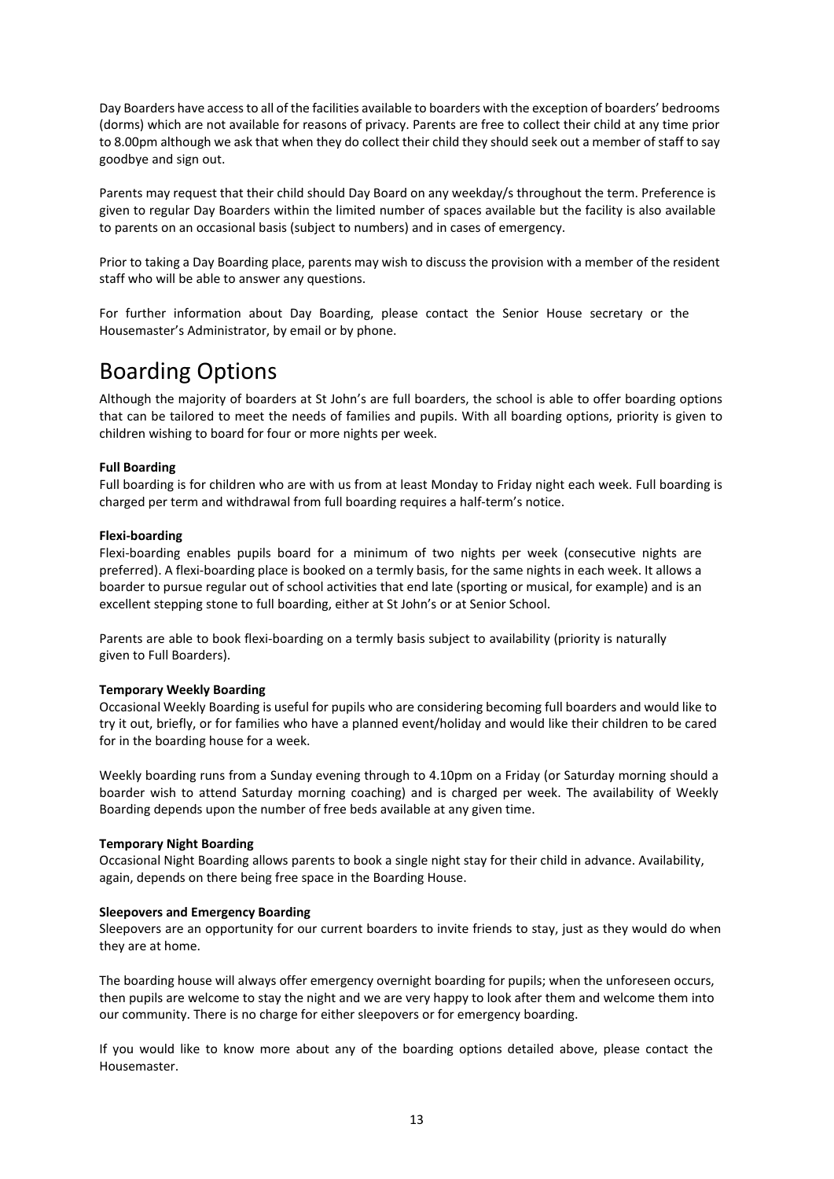Day Boarders have access to all of the facilities available to boarders with the exception of boarders' bedrooms (dorms) which are not available for reasons of privacy. Parents are free to collect their child at any time prior to 8.00pm although we ask that when they do collect their child they should seek out a member of staff to say goodbye and sign out.

Parents may request that their child should Day Board on any weekday/s throughout the term. Preference is given to regular Day Boarders within the limited number of spaces available but the facility is also available to parents on an occasional basis (subject to numbers) and in cases of emergency.

Prior to taking a Day Boarding place, parents may wish to discuss the provision with a member of the resident staff who will be able to answer any questions.

For further information about Day Boarding, please contact the Senior House secretary or the Housemaster's Administrator, by email or by phone.

# Boarding Options

Although the majority of boarders at St John's are full boarders, the school is able to offer boarding options that can be tailored to meet the needs of families and pupils. With all boarding options, priority is given to children wishing to board for four or more nights per week.

**Full Boarding**
Full boarding is for children who are with us from at least Monday to Friday night each week. Full boarding is charged per term and withdrawal from full boarding requires a half-term's notice.

**Flexi-boarding**
Flexi-boarding enables pupils board for a minimum of two nights per week (consecutive nights are preferred). A flexi-boarding place is booked on a termly basis, for the same nights in each week. It allows a boarder to pursue regular out of school activities that end late (sporting or musical, for example) and is an excellent stepping stone to full boarding, either at St John's or at Senior School.

Parents are able to book flexi-boarding on a termly basis subject to availability (priority is naturally given to Full Boarders).

**Temporary Weekly Boarding**
Occasional Weekly Boarding is useful for pupils who are considering becoming full boarders and would like to try it out, briefly, or for families who have a planned event/holiday and would like their children to be cared for in the boarding house for a week.

Weekly boarding runs from a Sunday evening through to 4.10pm on a Friday (or Saturday morning should a boarder wish to attend Saturday morning coaching) and is charged per week. The availability of Weekly Boarding depends upon the number of free beds available at any given time.

**Temporary Night Boarding**
Occasional Night Boarding allows parents to book a single night stay for their child in advance. Availability, again, depends on there being free space in the Boarding House.

**Sleepovers and Emergency Boarding**
Sleepovers are an opportunity for our current boarders to invite friends to stay, just as they would do when they are at home.

The boarding house will always offer emergency overnight boarding for pupils; when the unforeseen occurs, then pupils are welcome to stay the night and we are very happy to look after them and welcome them into our community. There is no charge for either sleepovers or for emergency boarding.

If you would like to know more about any of the boarding options detailed above, please contact the Housemaster.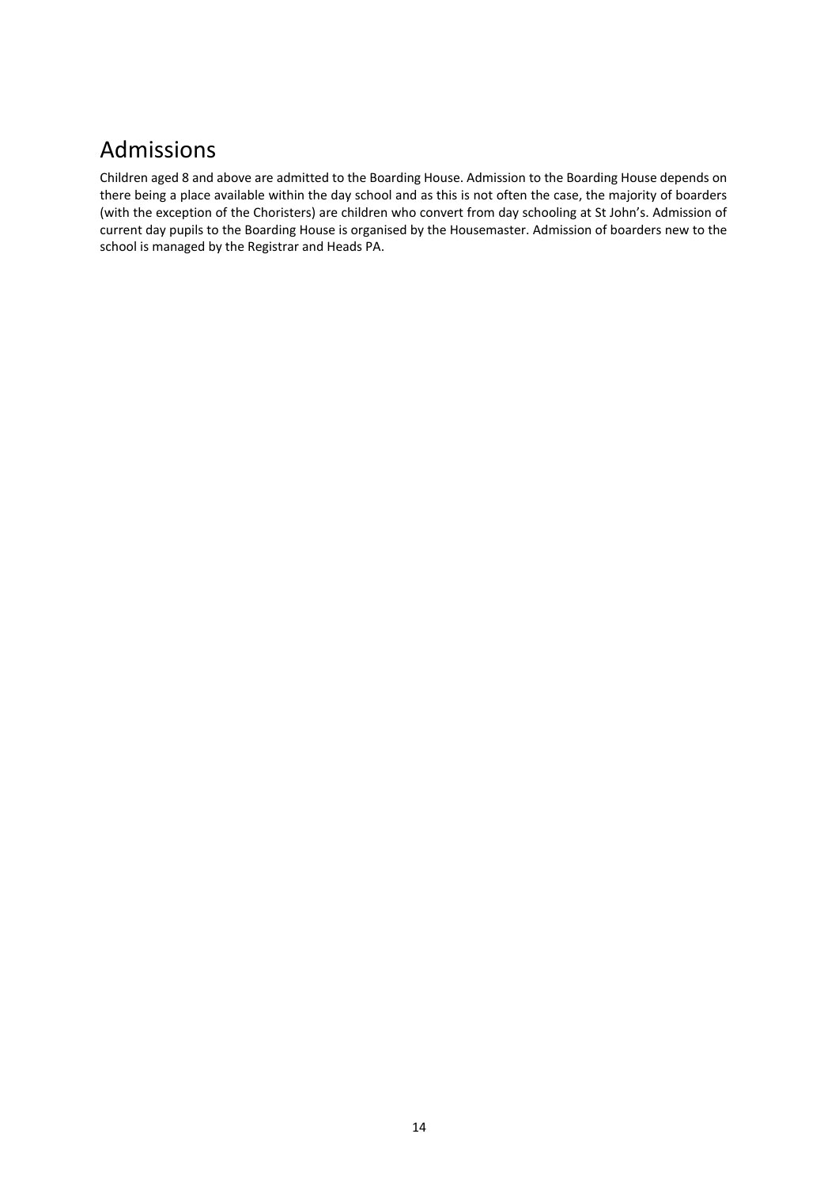# Admissions

Children aged 8 and above are admitted to the Boarding House. Admission to the Boarding House depends on there being a place available within the day school and as this is not often the case, the majority of boarders (with the exception of the Choristers) are children who convert from day schooling at St John's. Admission of current day pupils to the Boarding House is organised by the Housemaster. Admission of boarders new to the school is managed by the Registrar and Heads PA.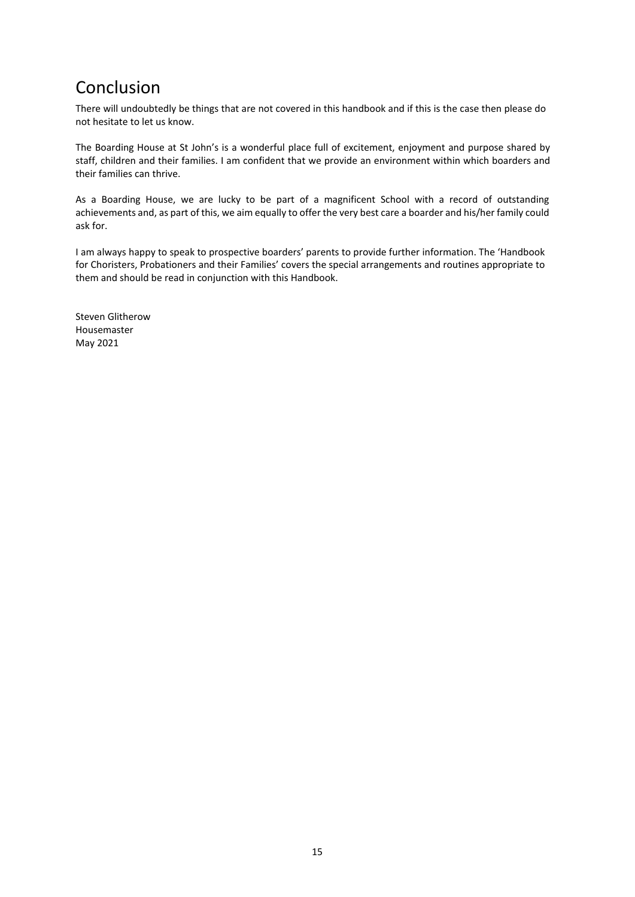# Conclusion

There will undoubtedly be things that are not covered in this handbook and if this is the case then please do not hesitate to let us know.

The Boarding House at St John's is a wonderful place full of excitement, enjoyment and purpose shared by staff, children and their families. I am confident that we provide an environment within which boarders and their families can thrive.

As a Boarding House, we are lucky to be part of a magnificent School with a record of outstanding achievements and, as part of this, we aim equally to offer the very best care a boarder and his/her family could ask for.

I am always happy to speak to prospective boarders' parents to provide further information. The 'Handbook for Choristers, Probationers and their Families' covers the special arrangements and routines appropriate to them and should be read in conjunction with this Handbook.

Steven Glitherow
Housemaster
May 2021